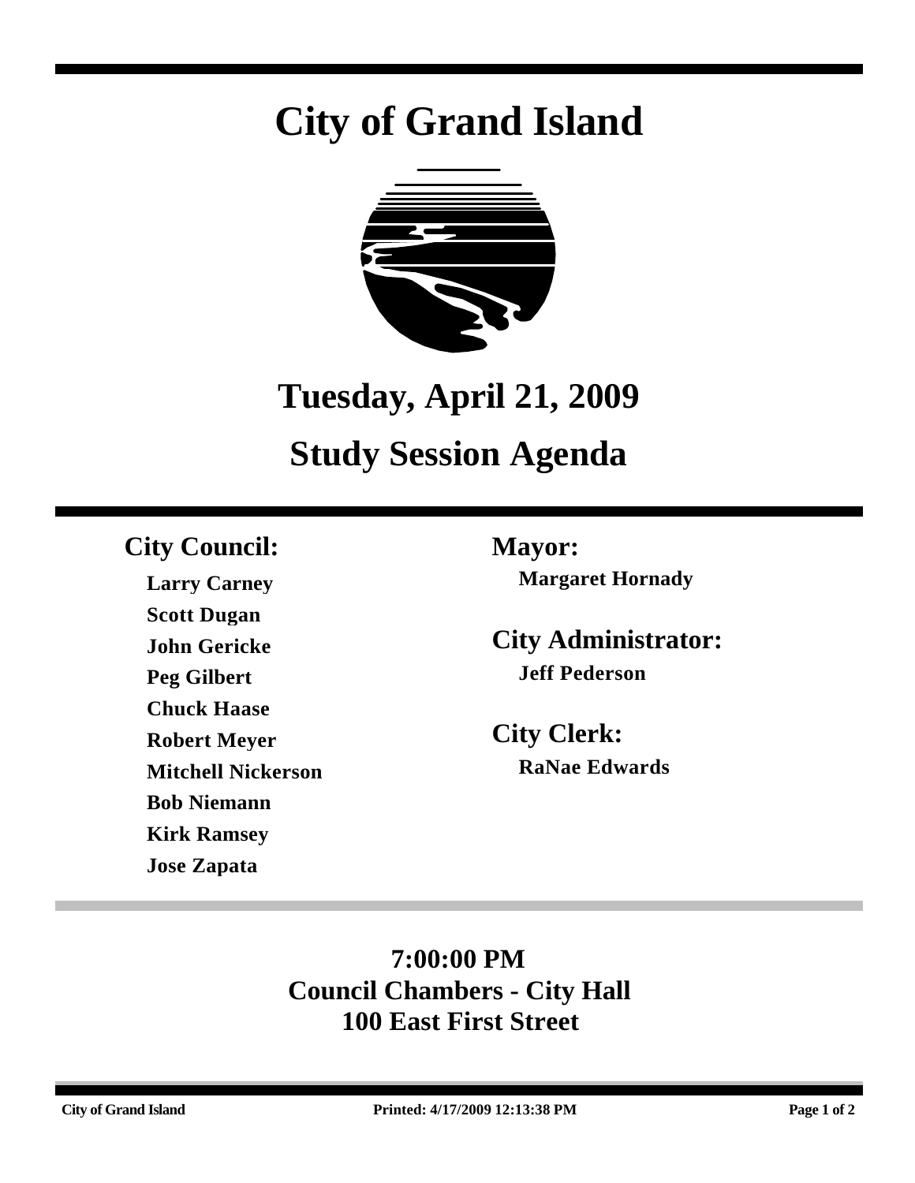# City of Grand Island

## Tuesday, April 21, 2009

## Study Session Agenda

### City Council:

**Larry Carney**
**Scott Dugan**
**John Gericke**
**Peg Gilbert**
**Chuck Haase**
**Robert Meyer**
**Mitchell Nickerson**
**Bob Niemann**
**Kirk Ramsey**
**Jose Zapata**

### Mayor:

**Margaret Hornady**

### City Administrator:

**Jeff Pederson**

### City Clerk:

**RaNae Edwards**

**7:00:00 PM**
**Council Chambers - City Hall**
**100 East First Street**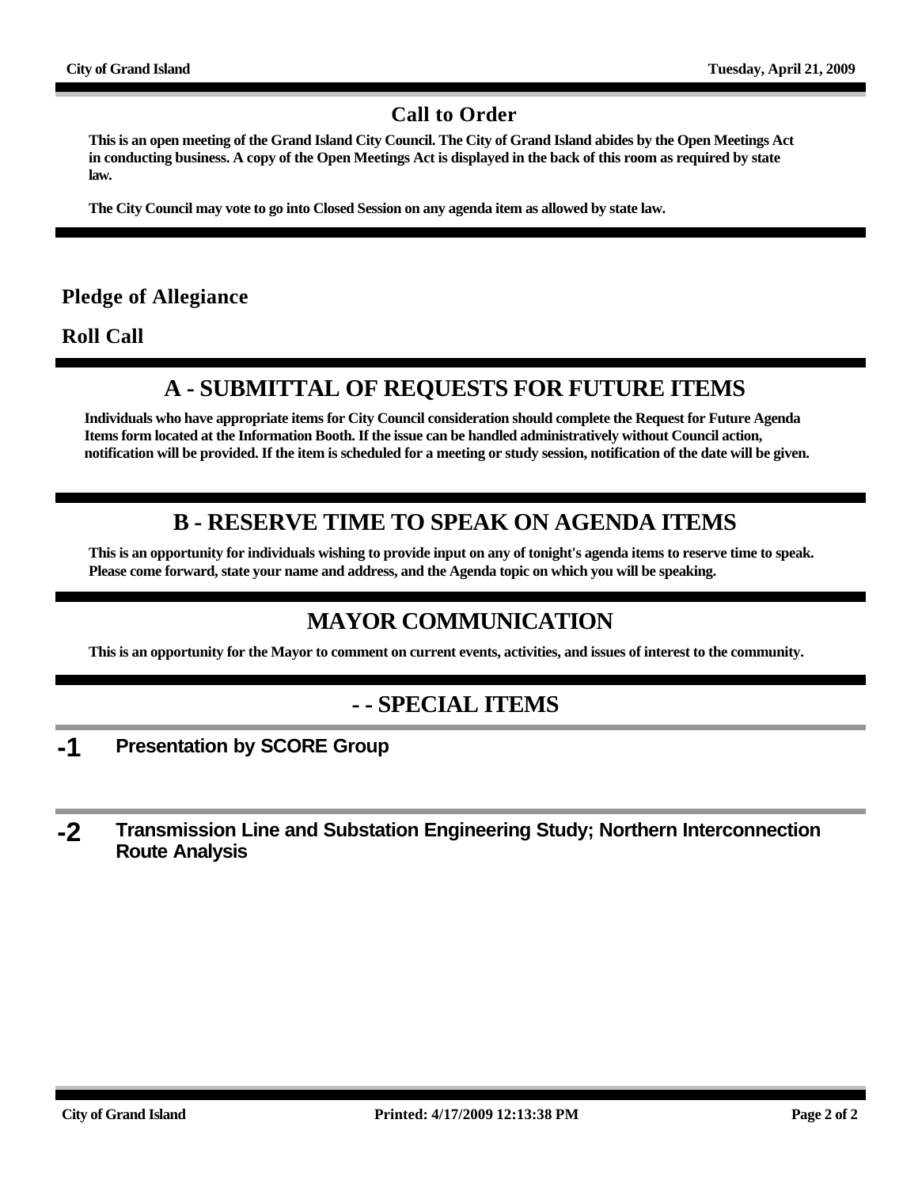## Call to Order

**This is an open meeting of the Grand Island City Council. The City of Grand Island abides by the Open Meetings Act in conducting business. A copy of the Open Meetings Act is displayed in the back of this room as required by state law.**

**The City Council may vote to go into Closed Session on any agenda item as allowed by state law.**

### Pledge of Allegiance

### Roll Call

# A - SUBMITTAL OF REQUESTS FOR FUTURE ITEMS

**Individuals who have appropriate items for City Council consideration should complete the Request for Future Agenda Items form located at the Information Booth. If the issue can be handled administratively without Council action, notification will be provided. If the item is scheduled for a meeting or study session, notification of the date will be given.**

# B - RESERVE TIME TO SPEAK ON AGENDA ITEMS

**This is an opportunity for individuals wishing to provide input on any of tonight's agenda items to reserve time to speak. Please come forward, state your name and address, and the Agenda topic on which you will be speaking.**

# MAYOR COMMUNICATION

**This is an opportunity for the Mayor to comment on current events, activities, and issues of interest to the community.**

# - - SPECIAL ITEMS

**-1** **Presentation by SCORE Group**

**-2** **Transmission Line and Substation Engineering Study; Northern Interconnection Route Analysis**